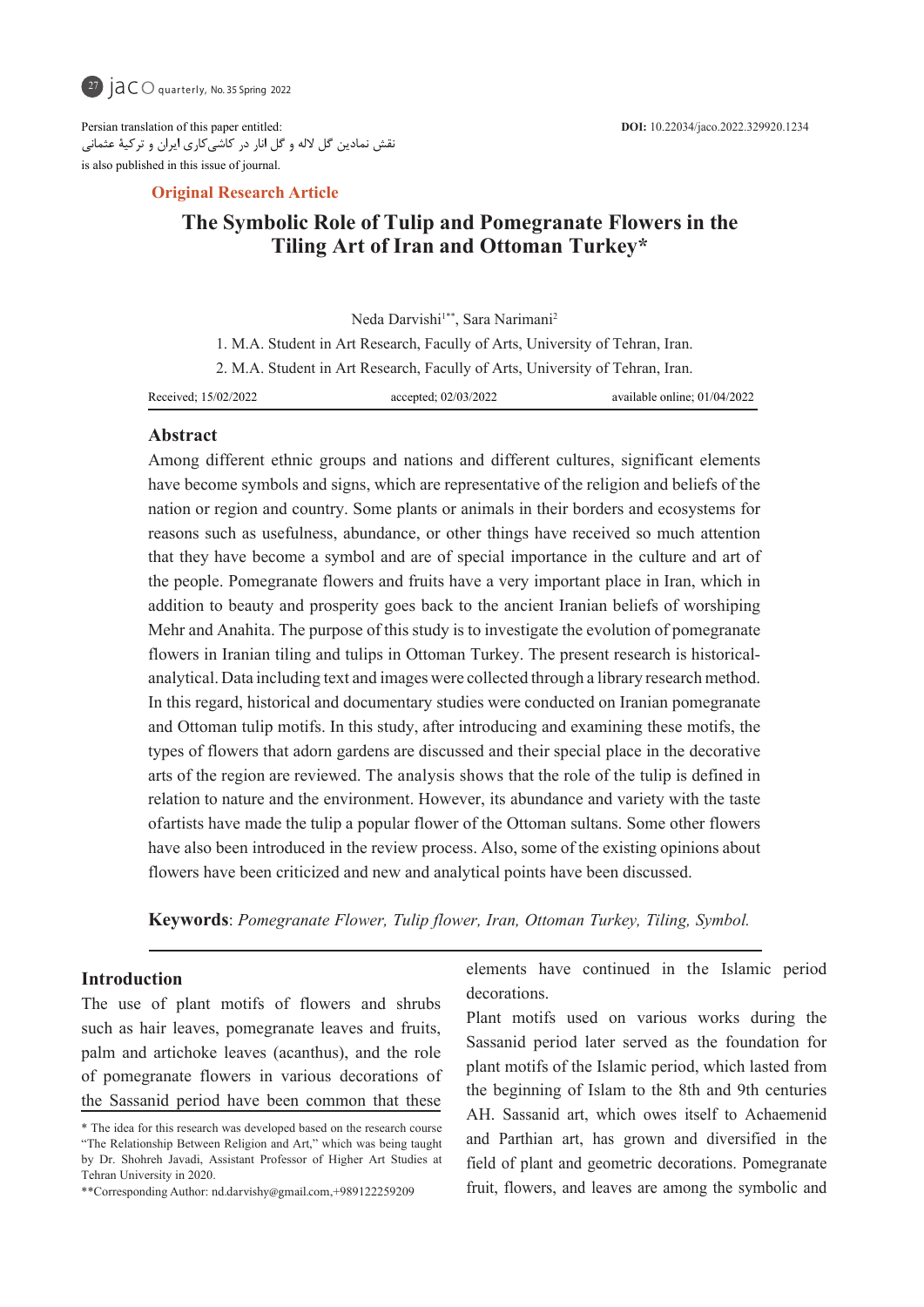Persian translation of this paper entitled:
نقش نمادین گل لاله و گل انار در کاشی‌کاری ایران و ترکیهٔ عثمانی
is also published in this issue of journal.

**DOI:** 10.22034/jaco.2022.329920.1234

**Original Research Article**

# The Symbolic Role of Tulip and Pomegranate Flowers in the Tiling Art of Iran and Ottoman Turkey*

Neda Darvishi[1**], Sara Narimani[2]

1. M.A. Student in Art Research, Faculty of Arts, University of Tehran, Iran.
2. M.A. Student in Art Research, Faculty of Arts, University of Tehran, Iran.

Received; 15/02/2022 accepted; 02/03/2022 available online; 01/04/2022

## Abstract

Among different ethnic groups and nations and different cultures, significant elements have become symbols and signs, which are representative of the religion and beliefs of the nation or region and country. Some plants or animals in their borders and ecosystems for reasons such as usefulness, abundance, or other things have received so much attention that they have become a symbol and are of special importance in the culture and art of the people. Pomegranate flowers and fruits have a very important place in Iran, which in addition to beauty and prosperity goes back to the ancient Iranian beliefs of worshiping Mehr and Anahita. The purpose of this study is to investigate the evolution of pomegranate flowers in Iranian tiling and tulips in Ottoman Turkey. The present research is historical-analytical. Data including text and images were collected through a library research method. In this regard, historical and documentary studies were conducted on Iranian pomegranate and Ottoman tulip motifs. In this study, after introducing and examining these motifs, the types of flowers that adorn gardens are discussed and their special place in the decorative arts of the region are reviewed. The analysis shows that the role of the tulip is defined in relation to nature and the environment. However, its abundance and variety with the taste ofartists have made the tulip a popular flower of the Ottoman sultans. Some other flowers have also been introduced in the review process. Also, some of the existing opinions about flowers have been criticized and new and analytical points have been discussed.

**Keywords**: *Pomegranate Flower, Tulip flower, Iran, Ottoman Turkey, Tiling, Symbol.*

## Introduction

The use of plant motifs of flowers and shrubs such as hair leaves, pomegranate leaves and fruits, palm and artichoke leaves (acanthus), and the role of pomegranate flowers in various decorations of the Sassanid period have been common that these elements have continued in the Islamic period decorations.

Plant motifs used on various works during the Sassanid period later served as the foundation for plant motifs of the Islamic period, which lasted from the beginning of Islam to the 8th and 9th centuries AH. Sassanid art, which owes itself to Achaemenid and Parthian art, has grown and diversified in the field of plant and geometric decorations. Pomegranate fruit, flowers, and leaves are among the symbolic and

---

\* The idea for this research was developed based on the research course "The Relationship Between Religion and Art," which was being taught by Dr. Shohreh Javadi, Assistant Professor of Higher Art Studies at Tehran University in 2020.

\*\*Corresponding Author: nd.darvishy@gmail.com,+989122259209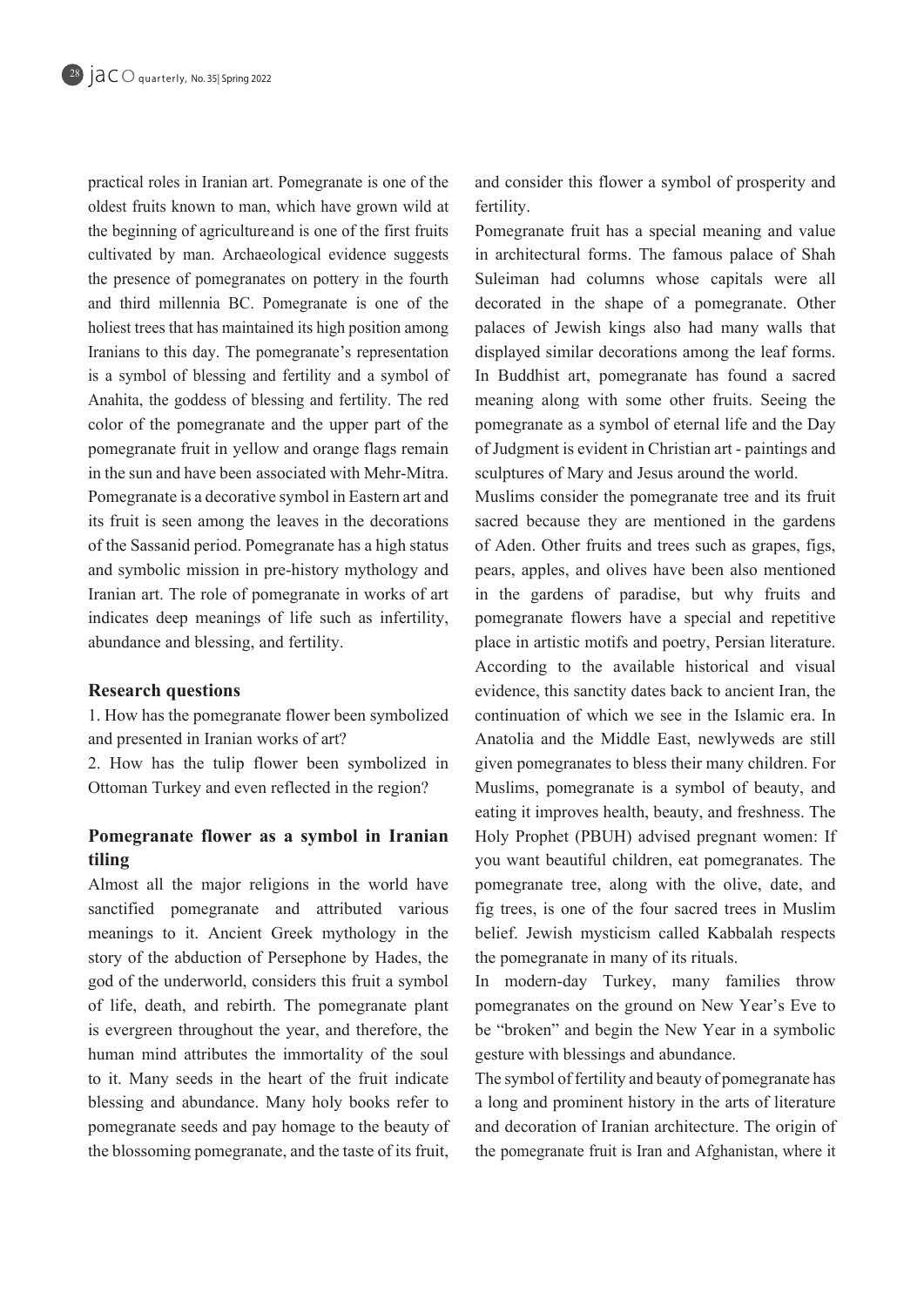practical roles in Iranian art. Pomegranate is one of the oldest fruits known to man, which have grown wild at the beginning of agricultureand is one of the first fruits cultivated by man. Archaeological evidence suggests the presence of pomegranates on pottery in the fourth and third millennia BC. Pomegranate is one of the holiest trees that has maintained its high position among Iranians to this day. The pomegranate's representation is a symbol of blessing and fertility and a symbol of Anahita, the goddess of blessing and fertility. The red color of the pomegranate and the upper part of the pomegranate fruit in yellow and orange flags remain in the sun and have been associated with Mehr-Mitra. Pomegranate is a decorative symbol in Eastern art and its fruit is seen among the leaves in the decorations of the Sassanid period. Pomegranate has a high status and symbolic mission in pre-history mythology and Iranian art. The role of pomegranate in works of art indicates deep meanings of life such as infertility, abundance and blessing, and fertility.

### Research questions

1. How has the pomegranate flower been symbolized and presented in Iranian works of art?
2. How has the tulip flower been symbolized in Ottoman Turkey and even reflected in the region?

### Pomegranate flower as a symbol in Iranian tiling

Almost all the major religions in the world have sanctified pomegranate and attributed various meanings to it. Ancient Greek mythology in the story of the abduction of Persephone by Hades, the god of the underworld, considers this fruit a symbol of life, death, and rebirth. The pomegranate plant is evergreen throughout the year, and therefore, the human mind attributes the immortality of the soul to it. Many seeds in the heart of the fruit indicate blessing and abundance. Many holy books refer to pomegranate seeds and pay homage to the beauty of the blossoming pomegranate, and the taste of its fruit, and consider this flower a symbol of prosperity and fertility.

Pomegranate fruit has a special meaning and value in architectural forms. The famous palace of Shah Suleiman had columns whose capitals were all decorated in the shape of a pomegranate. Other palaces of Jewish kings also had many walls that displayed similar decorations among the leaf forms. In Buddhist art, pomegranate has found a sacred meaning along with some other fruits. Seeing the pomegranate as a symbol of eternal life and the Day of Judgment is evident in Christian art - paintings and sculptures of Mary and Jesus around the world.

Muslims consider the pomegranate tree and its fruit sacred because they are mentioned in the gardens of Aden. Other fruits and trees such as grapes, figs, pears, apples, and olives have been also mentioned in the gardens of paradise, but why fruits and pomegranate flowers have a special and repetitive place in artistic motifs and poetry, Persian literature. According to the available historical and visual evidence, this sanctity dates back to ancient Iran, the continuation of which we see in the Islamic era. In Anatolia and the Middle East, newlyweds are still given pomegranates to bless their many children. For Muslims, pomegranate is a symbol of beauty, and eating it improves health, beauty, and freshness. The Holy Prophet (PBUH) advised pregnant women: If you want beautiful children, eat pomegranates. The pomegranate tree, along with the olive, date, and fig trees, is one of the four sacred trees in Muslim belief. Jewish mysticism called Kabbalah respects the pomegranate in many of its rituals.

In modern-day Turkey, many families throw pomegranates on the ground on New Year's Eve to be "broken" and begin the New Year in a symbolic gesture with blessings and abundance.

The symbol of fertility and beauty of pomegranate has a long and prominent history in the arts of literature and decoration of Iranian architecture. The origin of the pomegranate fruit is Iran and Afghanistan, where it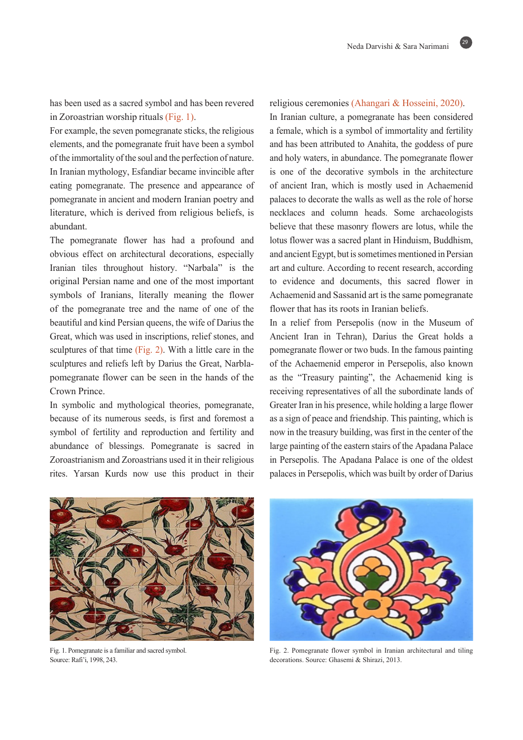has been used as a sacred symbol and has been revered in Zoroastrian worship rituals (Fig. 1).

For example, the seven pomegranate sticks, the religious elements, and the pomegranate fruit have been a symbol of the immortality of the soul and the perfection of nature. In Iranian mythology, Esfandiar became invincible after eating pomegranate. The presence and appearance of pomegranate in ancient and modern Iranian poetry and literature, which is derived from religious beliefs, is abundant.

The pomegranate flower has had a profound and obvious effect on architectural decorations, especially Iranian tiles throughout history. "Narbala" is the original Persian name and one of the most important symbols of Iranians, literally meaning the flower of the pomegranate tree and the name of one of the beautiful and kind Persian queens, the wife of Darius the Great, which was used in inscriptions, relief stones, and sculptures of that time (Fig. 2). With a little care in the sculptures and reliefs left by Darius the Great, Narbla-pomegranate flower can be seen in the hands of the Crown Prince.

In symbolic and mythological theories, pomegranate, because of its numerous seeds, is first and foremost a symbol of fertility and reproduction and fertility and abundance of blessings. Pomegranate is sacred in Zoroastrianism and Zoroastrians used it in their religious rites. Yarsan Kurds now use this product in their religious ceremonies (Ahangari & Hosseini, 2020).

In Iranian culture, a pomegranate has been considered a female, which is a symbol of immortality and fertility and has been attributed to Anahita, the goddess of pure and holy waters, in abundance. The pomegranate flower is one of the decorative symbols in the architecture of ancient Iran, which is mostly used in Achaemenid palaces to decorate the walls as well as the role of horse necklaces and column heads. Some archaeologists believe that these masonry flowers are lotus, while the lotus flower was a sacred plant in Hinduism, Buddhism, and ancient Egypt, but is sometimes mentioned in Persian art and culture. According to recent research, according to evidence and documents, this sacred flower in Achaemenid and Sassanid art is the same pomegranate flower that has its roots in Iranian beliefs.

In a relief from Persepolis (now in the Museum of Ancient Iran in Tehran), Darius the Great holds a pomegranate flower or two buds. In the famous painting of the Achaemenid emperor in Persepolis, also known as the "Treasury painting", the Achaemenid king is receiving representatives of all the subordinate lands of Greater Iran in his presence, while holding a large flower as a sign of peace and friendship. This painting, which is now in the treasury building, was first in the center of the large painting of the eastern stairs of the Apadana Palace in Persepolis. The Apadana Palace is one of the oldest palaces in Persepolis, which was built by order of Darius

Fig. 1. Pomegranate is a familiar and sacred symbol. Source: Rafi'i, 1998, 243.

Fig. 2. Pomegranate flower symbol in Iranian architectural and tiling decorations. Source: Ghasemi & Shirazi, 2013.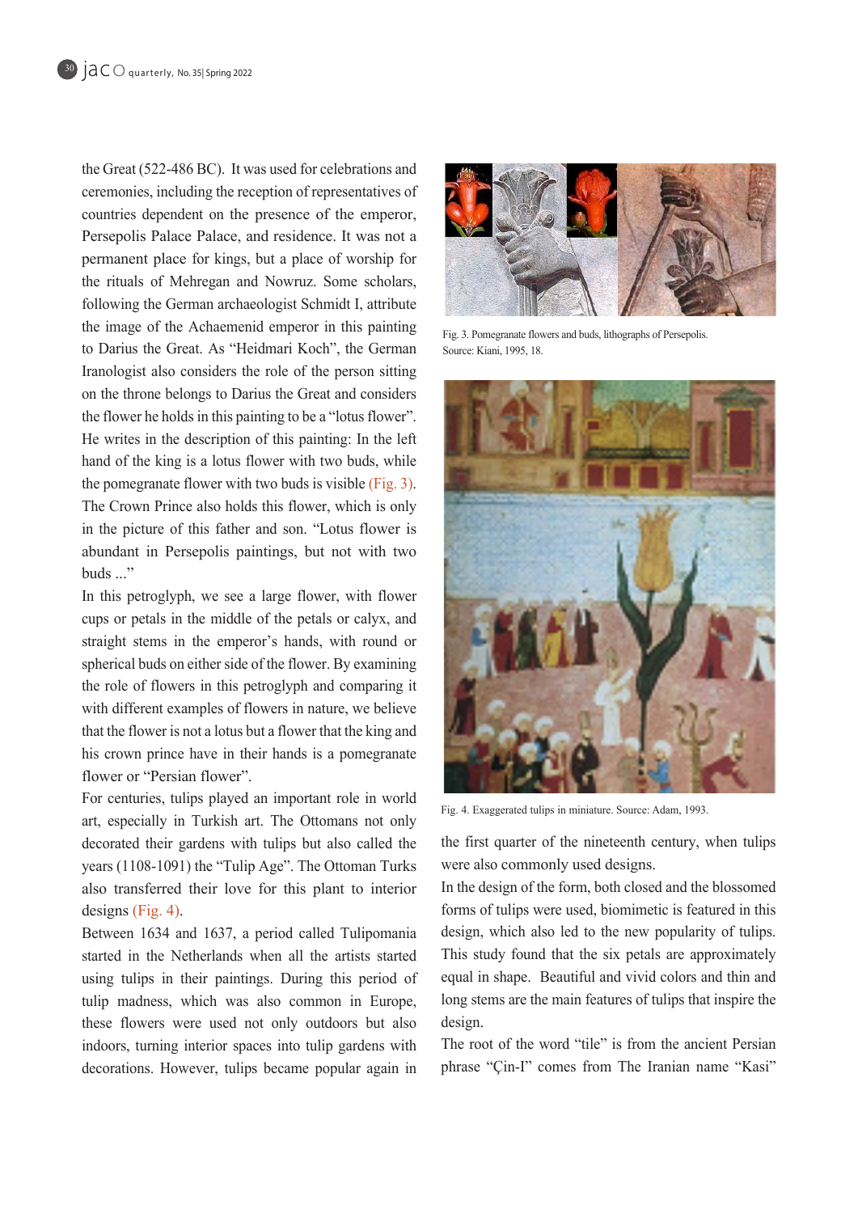the Great (522-486 BC). It was used for celebrations and ceremonies, including the reception of representatives of countries dependent on the presence of the emperor, Persepolis Palace Palace, and residence. It was not a permanent place for kings, but a place of worship for the rituals of Mehregan and Nowruz. Some scholars, following the German archaeologist Schmidt I, attribute the image of the Achaemenid emperor in this painting to Darius the Great. As "Heidmari Koch", the German Iranologist also considers the role of the person sitting on the throne belongs to Darius the Great and considers the flower he holds in this painting to be a "lotus flower". He writes in the description of this painting: In the left hand of the king is a lotus flower with two buds, while the pomegranate flower with two buds is visible (Fig. 3). The Crown Prince also holds this flower, which is only in the picture of this father and son. "Lotus flower is abundant in Persepolis paintings, but not with two buds ..."

In this petroglyph, we see a large flower, with flower cups or petals in the middle of the petals or calyx, and straight stems in the emperor's hands, with round or spherical buds on either side of the flower. By examining the role of flowers in this petroglyph and comparing it with different examples of flowers in nature, we believe that the flower is not a lotus but a flower that the king and his crown prince have in their hands is a pomegranate flower or "Persian flower".

For centuries, tulips played an important role in world art, especially in Turkish art. The Ottomans not only decorated their gardens with tulips but also called the years (1108-1091) the "Tulip Age". The Ottoman Turks also transferred their love for this plant to interior designs (Fig. 4).

Between 1634 and 1637, a period called Tulipomania started in the Netherlands when all the artists started using tulips in their paintings. During this period of tulip madness, which was also common in Europe, these flowers were used not only outdoors but also indoors, turning interior spaces into tulip gardens with decorations. However, tulips became popular again in

Fig. 3. Pomegranate flowers and buds, lithographs of Persepolis. Source: Kiani, 1995, 18.

Fig. 4. Exaggerated tulips in miniature. Source: Adam, 1993.

the first quarter of the nineteenth century, when tulips were also commonly used designs.

In the design of the form, both closed and the blossomed forms of tulips were used, biomimetic is featured in this design, which also led to the new popularity of tulips. This study found that the six petals are approximately equal in shape. Beautiful and vivid colors and thin and long stems are the main features of tulips that inspire the design.

The root of the word "tile" is from the ancient Persian phrase "Çin-I" comes from The Iranian name "Kasi"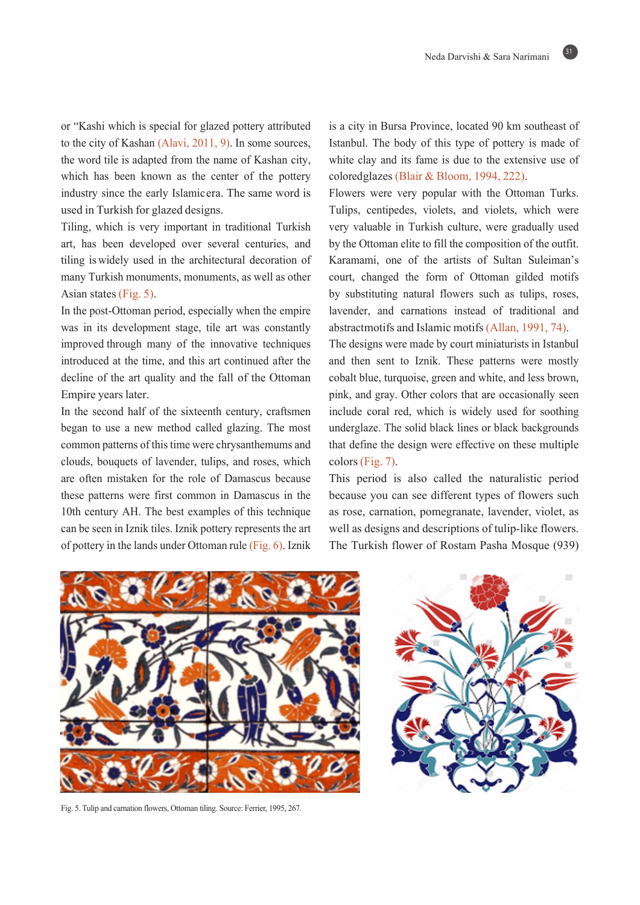or "Kashi which is special for glazed pottery attributed to the city of Kashan (Alavi, 2011, 9). In some sources, the word tile is adapted from the name of Kashan city, which has been known as the center of the pottery industry since the early Islamicera. The same word is used in Turkish for glazed designs.

Tiling, which is very important in traditional Turkish art, has been developed over several centuries, and tiling is widely used in the architectural decoration of many Turkish monuments, monuments, as well as other Asian states (Fig. 5).

In the post-Ottoman period, especially when the empire was in its development stage, tile art was constantly improved through many of the innovative techniques introduced at the time, and this art continued after the decline of the art quality and the fall of the Ottoman Empire years later.

In the second half of the sixteenth century, craftsmen began to use a new method called glazing. The most common patterns of this time were chrysanthemums and clouds, bouquets of lavender, tulips, and roses, which are often mistaken for the role of Damascus because these patterns were first common in Damascus in the 10th century AH. The best examples of this technique can be seen in Iznik tiles. Iznik pottery represents the art of pottery in the lands under Ottoman rule (Fig. 6). Iznik is a city in Bursa Province, located 90 km southeast of Istanbul. The body of this type of pottery is made of white clay and its fame is due to the extensive use of coloredglazes (Blair & Bloom, 1994, 222).

Flowers were very popular with the Ottoman Turks. Tulips, centipedes, violets, and violets, which were very valuable in Turkish culture, were gradually used by the Ottoman elite to fill the composition of the outfit. Karamami, one of the artists of Sultan Suleiman's court, changed the form of Ottoman gilded motifs by substituting natural flowers such as tulips, roses, lavender, and carnations instead of traditional and abstractmotifs and Islamic motifs (Allan, 1991, 74).

The designs were made by court miniaturists in Istanbul and then sent to Iznik. These patterns were mostly cobalt blue, turquoise, green and white, and less brown, pink, and gray. Other colors that are occasionally seen include coral red, which is widely used for soothing underglaze. The solid black lines or black backgrounds that define the design were effective on these multiple colors (Fig. 7).

This period is also called the naturalistic period because you can see different types of flowers such as rose, carnation, pomegranate, lavender, violet, as well as designs and descriptions of tulip-like flowers. The Turkish flower of Rostam Pasha Mosque (939)

Fig. 5. Tulip and carnation flowers, Ottoman tiling. Source: Ferrier, 1995, 267.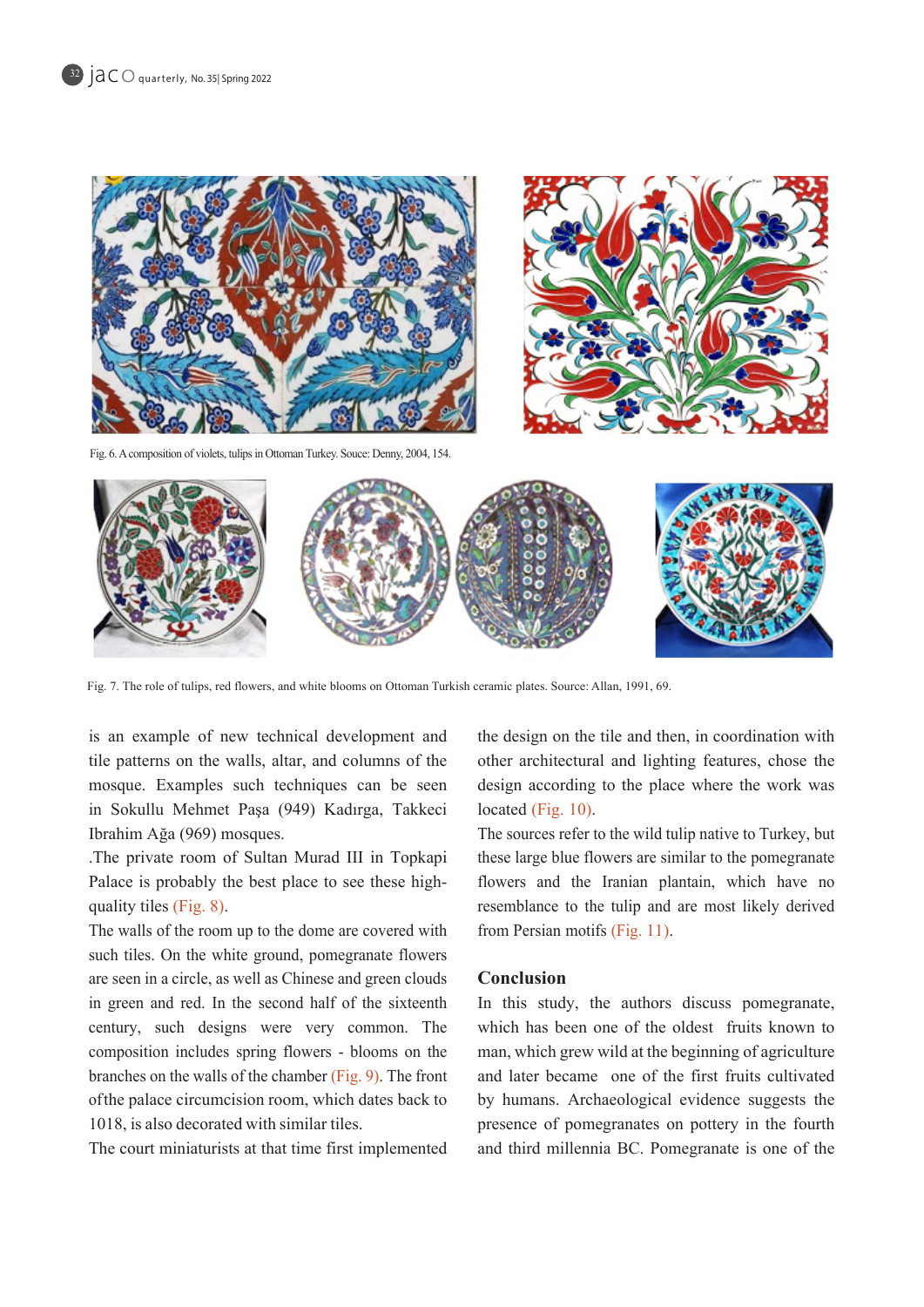Fig. 6. A composition of violets, tulips in Ottoman Turkey. Souce: Denny, 2004, 154.

Fig. 7. The role of tulips, red flowers, and white blooms on Ottoman Turkish ceramic plates. Source: Allan, 1991, 69.

is an example of new technical development and tile patterns on the walls, altar, and columns of the mosque. Examples such techniques can be seen in Sokullu Mehmet Paşa (949) Kadırga, Takkeci Ibrahim Ağa (969) mosques.

.The private room of Sultan Murad III in Topkapi Palace is probably the best place to see these high-quality tiles (Fig. 8).

The walls of the room up to the dome are covered with such tiles. On the white ground, pomegranate flowers are seen in a circle, as well as Chinese and green clouds in green and red. In the second half of the sixteenth century, such designs were very common. The composition includes spring flowers - blooms on the branches on the walls of the chamber (Fig. 9). The front ofthe palace circumcision room, which dates back to 1018, is also decorated with similar tiles.

The court miniaturists at that time first implemented the design on the tile and then, in coordination with other architectural and lighting features, chose the design according to the place where the work was located (Fig. 10).

The sources refer to the wild tulip native to Turkey, but these large blue flowers are similar to the pomegranate flowers and the Iranian plantain, which have no resemblance to the tulip and are most likely derived from Persian motifs (Fig. 11).

## Conclusion

In this study, the authors discuss pomegranate, which has been one of the oldest fruits known to man, which grew wild at the beginning of agriculture and later became one of the first fruits cultivated by humans. Archaeological evidence suggests the presence of pomegranates on pottery in the fourth and third millennia BC. Pomegranate is one of the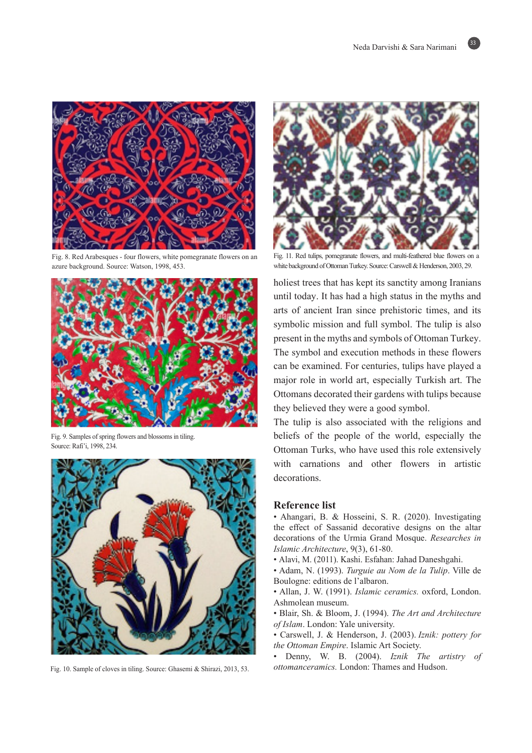Fig. 8. Red Arabesques - four flowers, white pomegranate flowers on an azure background. Source: Watson, 1998, 453.

Fig. 9. Samples of spring flowers and blossoms in tiling. Source: Rafi'i, 1998, 234.

Fig. 10. Sample of cloves in tiling. Source: Ghasemi & Shirazi, 2013, 53.

Fig. 11. Red tulips, pomegranate flowers, and multi-feathered blue flowers on a white background of Ottoman Turkey. Source: Carswell & Henderson, 2003, 29.

holiest trees that has kept its sanctity among Iranians until today. It has had a high status in the myths and arts of ancient Iran since prehistoric times, and its symbolic mission and full symbol. The tulip is also present in the myths and symbols of Ottoman Turkey. The symbol and execution methods in these flowers can be examined. For centuries, tulips have played a major role in world art, especially Turkish art. The Ottomans decorated their gardens with tulips because they believed they were a good symbol.

The tulip is also associated with the religions and beliefs of the people of the world, especially the Ottoman Turks, who have used this role extensively with carnations and other flowers in artistic decorations.

## Reference list

- Ahangari, B. & Hosseini, S. R. (2020). Investigating the effect of Sassanid decorative designs on the altar decorations of the Urmia Grand Mosque. *Researches in Islamic Architecture*, 9(3), 61-80.
- Alavi, M. (2011). Kashi. Esfahan: Jahad Daneshgahi.
- Adam, N. (1993). *Turguie au Nom de la Tulip*. Ville de Boulogne: editions de l'albaron.
- Allan, J. W. (1991). *Islamic ceramics.* oxford, London. Ashmolean museum.
- Blair, Sh. & Bloom, J. (1994). *The Art and Architecture of Islam*. London: Yale university.
- Carswell, J. & Henderson, J. (2003). *Iznik: pottery for the Ottoman Empire*. Islamic Art Society.
- Denny, W. B. (2004). *Iznik The artistry of ottomanceramics.* London: Thames and Hudson.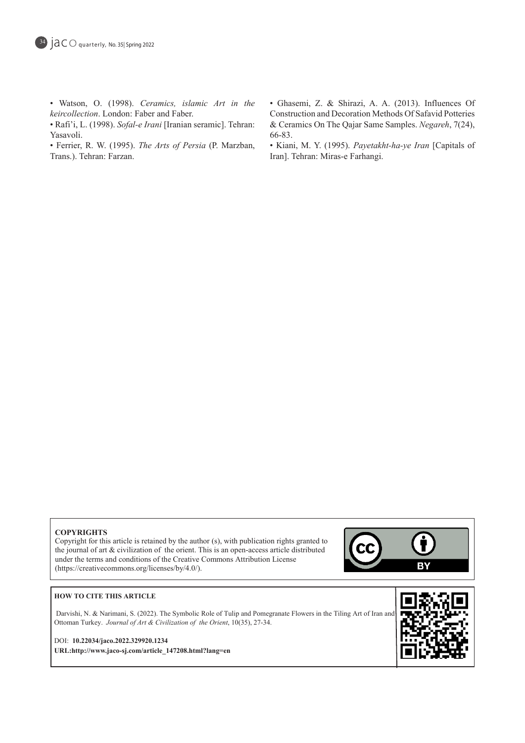- Watson, O. (1998). *Ceramics, islamic Art in the keircollection*. London: Faber and Faber.
- Rafi'i, L. (1998). *Sofal-e Irani* [Iranian seramic]. Tehran: Yasavoli.
- Ferrier, R. W. (1995). *The Arts of Persia* (P. Marzban, Trans.). Tehran: Farzan.
- Ghasemi, Z. & Shirazi, A. A. (2013). Influences Of Construction and Decoration Methods Of Safavid Potteries & Ceramics On The Qajar Same Samples. *Negareh*, 7(24), 66-83.
- Kiani, M. Y. (1995). *Payetakht-ha-ye Iran* [Capitals of Iran]. Tehran: Miras-e Farhangi.

**COPYRIGHTS**

Copyright for this article is retained by the author (s), with publication rights granted to the journal of art & civilization of the orient. This is an open-access article distributed under the terms and conditions of the Creative Commons Attribution License (https://creativecommons.org/licenses/by/4.0/).

**HOW TO CITE THIS ARTICLE**

Darvishi, N. & Narimani, S. (2022). The Symbolic Role of Tulip and Pomegranate Flowers in the Tiling Art of Iran and Ottoman Turkey. *Journal of Art & Civilization of the Orient*, 10(35), 27-34.

DOI: **10.22034/jaco.2022.329920.1234**

**URL:http://www.jaco-sj.com/article_147208.html?lang=en**